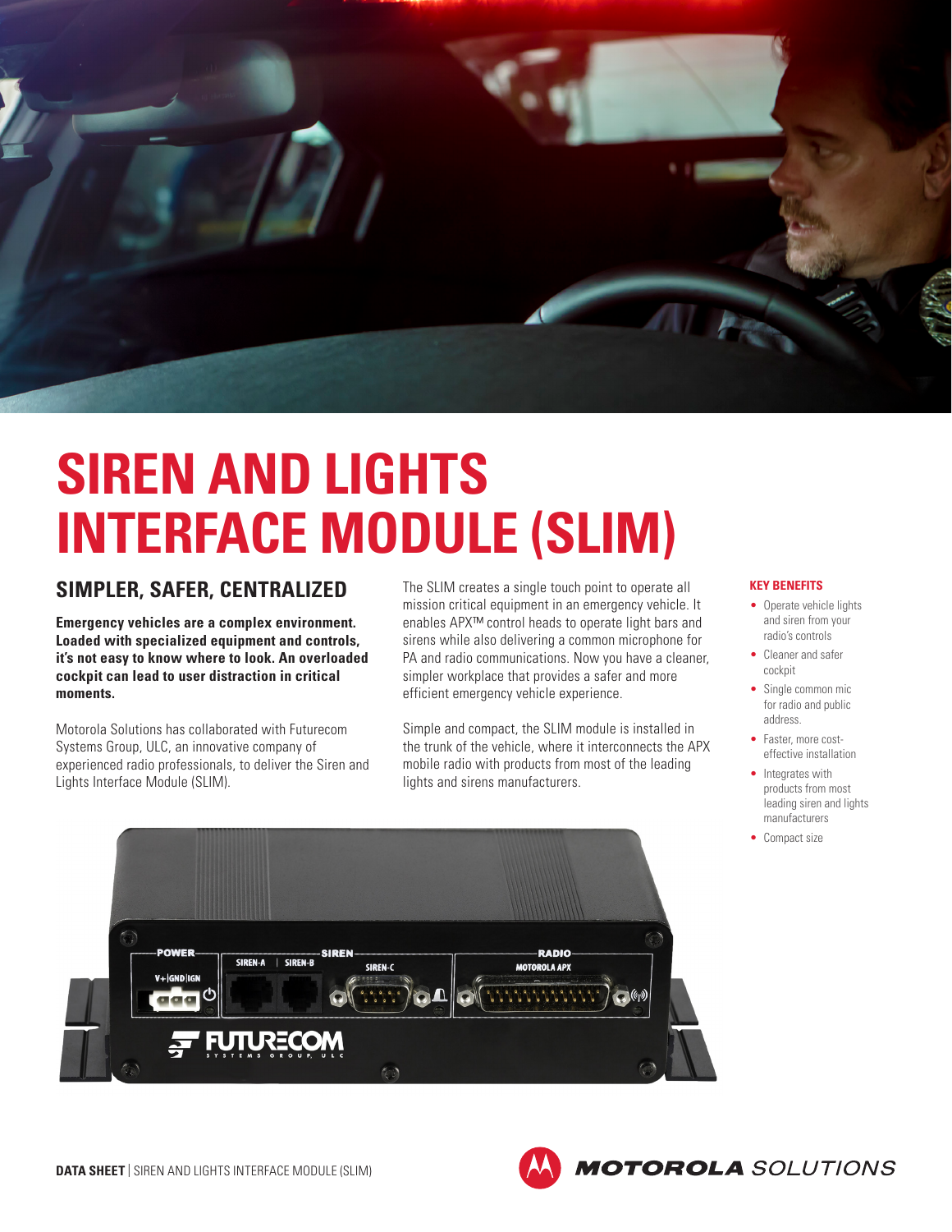# SIREN AND LIGHTS INTERFACE MODULE (SLIM)

## SIMPLER, SAFER, CENTRALIZED

**Emergency vehicles are a complex environment. Loaded with specialized equipment and controls, it's not easy to know where to look. An overloaded cockpit can lead to user distraction in critical moments.**

Motorola Solutions has collaborated with Futurecom Systems Group, ULC, an innovative company of experienced radio professionals, to deliver the Siren and Lights Interface Module (SLIM).

The SLIM creates a single touch point to operate all mission critical equipment in an emergency vehicle. It enables APX™ control heads to operate light bars and sirens while also delivering a common microphone for PA and radio communications. Now you have a cleaner, simpler workplace that provides a safer and more efficient emergency vehicle experience.

Simple and compact, the SLIM module is installed in the trunk of the vehicle, where it interconnects the APX mobile radio with products from most of the leading lights and sirens manufacturers.

### KEY BENEFITS

- Operate vehicle lights and siren from your radio's controls
- Cleaner and safer cockpit
- Single common mic for radio and public address.
- Faster, more cost-effective installation
- Integrates with products from most leading siren and lights manufacturers
- Compact size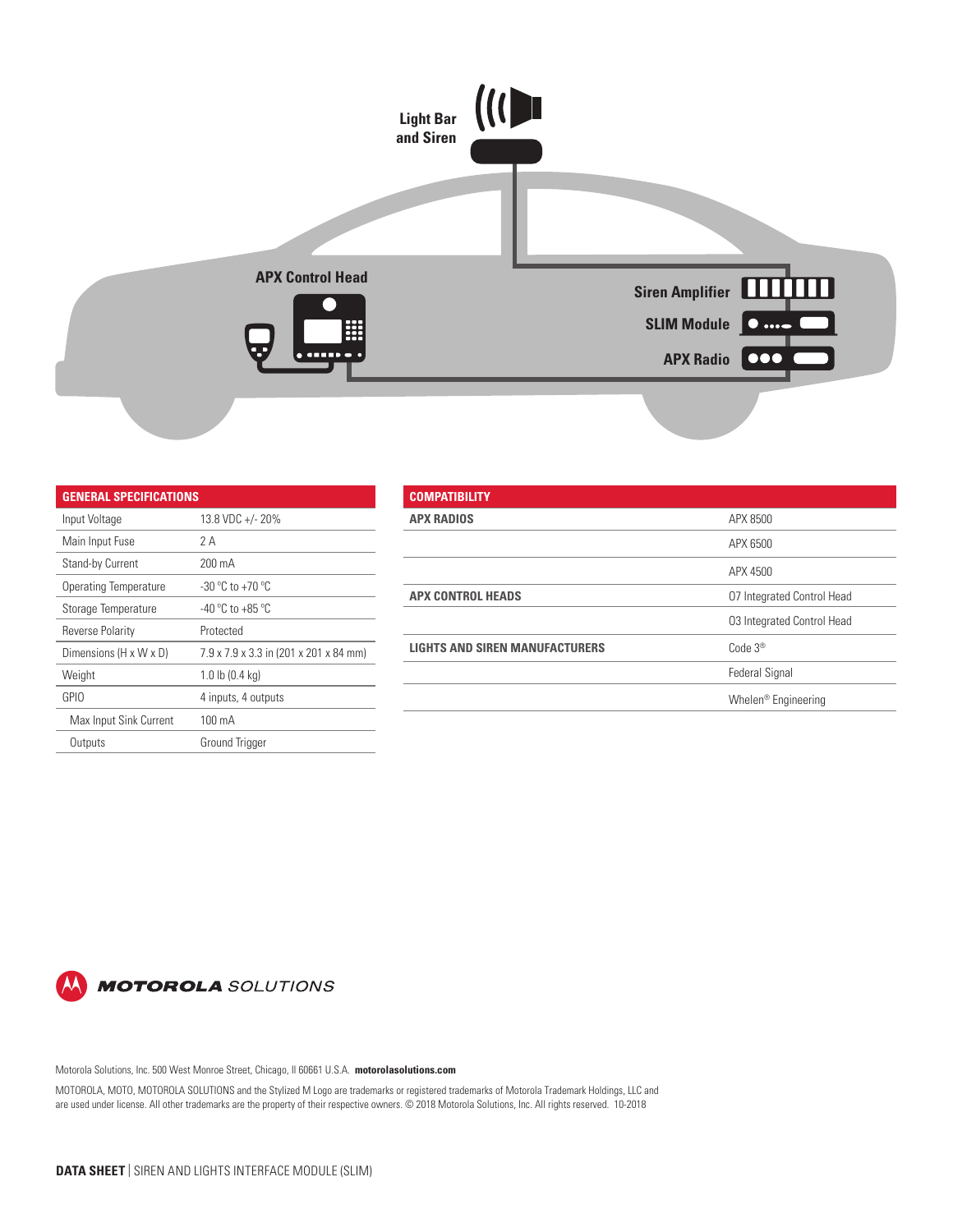Light Bar and Siren

APX Control Head

Siren Amplifier

SLIM Module

APX Radio

| GENERAL SPECIFICATIONS | |
|---|---|
| Input Voltage | 13.8 VDC +/- 20% |
| Main Input Fuse | 2 A |
| Stand-by Current | 200 mA |
| Operating Temperature | -30 °C to +70 °C |
| Storage Temperature | -40 °C to +85 °C |
| Reverse Polarity | Protected |
| Dimensions (H x W x D) | 7.9 x 7.9 x 3.3 in (201 x 201 x 84 mm) |
| Weight | 1.0 lb (0.4 kg) |
| GPIO | 4 inputs, 4 outputs |
| Max Input Sink Current | 100 mA |
| Outputs | Ground Trigger |

| COMPATIBILITY | |
|---|---|
| **APX RADIOS** | APX 8500 |
| | APX 6500 |
| | APX 4500 |
| **APX CONTROL HEADS** | 07 Integrated Control Head |
| | 03 Integrated Control Head |
| **LIGHTS AND SIREN MANUFACTURERS** | Code 3® |
| | Federal Signal |
| | Whelen® Engineering |

**MOTOROLA** SOLUTIONS

Motorola Solutions, Inc. 500 West Monroe Street, Chicago, Il 60661 U.S.A. **motorolasolutions.com**

MOTOROLA, MOTO, MOTOROLA SOLUTIONS and the Stylized M Logo are trademarks or registered trademarks of Motorola Trademark Holdings, LLC and are used under license. All other trademarks are the property of their respective owners. © 2018 Motorola Solutions, Inc. All rights reserved. 10-2018